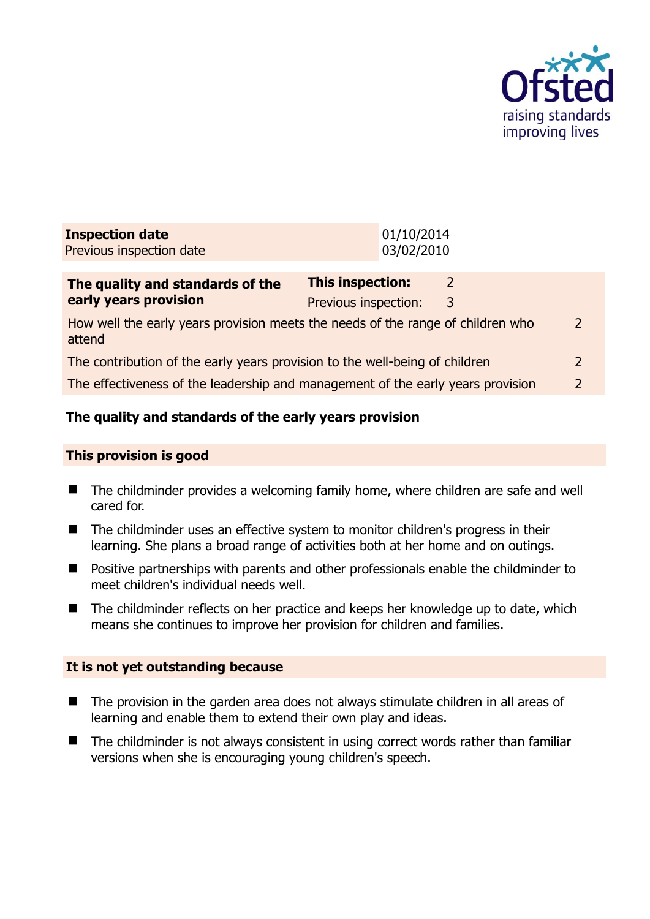| **Inspection date** | 01/10/2014 |
|---|---|
| Previous inspection date | 03/02/2010 |

| **The quality and standards of the early years provision** | **This inspection:** | 2 | |
|---|---|---|---|
| | Previous inspection: | 3 | |
| How well the early years provision meets the needs of the range of children who attend | | | 2 |
| The contribution of the early years provision to the well-being of children | | | 2 |
| The effectiveness of the leadership and management of the early years provision | | | 2 |

## The quality and standards of the early years provision

### This provision is good

- The childminder provides a welcoming family home, where children are safe and well cared for.
- The childminder uses an effective system to monitor children's progress in their learning. She plans a broad range of activities both at her home and on outings.
- Positive partnerships with parents and other professionals enable the childminder to meet children's individual needs well.
- The childminder reflects on her practice and keeps her knowledge up to date, which means she continues to improve her provision for children and families.

### It is not yet outstanding because

- The provision in the garden area does not always stimulate children in all areas of learning and enable them to extend their own play and ideas.
- The childminder is not always consistent in using correct words rather than familiar versions when she is encouraging young children's speech.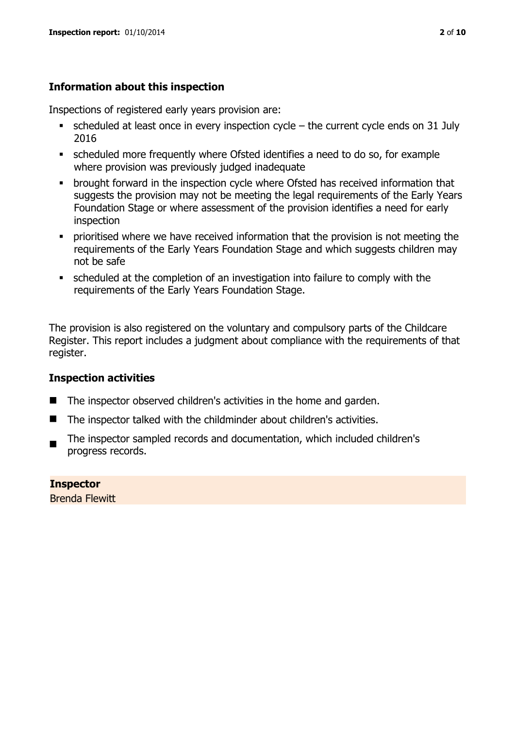## Information about this inspection

Inspections of registered early years provision are:

- scheduled at least once in every inspection cycle – the current cycle ends on 31 July 2016
- scheduled more frequently where Ofsted identifies a need to do so, for example where provision was previously judged inadequate
- brought forward in the inspection cycle where Ofsted has received information that suggests the provision may not be meeting the legal requirements of the Early Years Foundation Stage or where assessment of the provision identifies a need for early inspection
- prioritised where we have received information that the provision is not meeting the requirements of the Early Years Foundation Stage and which suggests children may not be safe
- scheduled at the completion of an investigation into failure to comply with the requirements of the Early Years Foundation Stage.

The provision is also registered on the voluntary and compulsory parts of the Childcare Register. This report includes a judgment about compliance with the requirements of that register.

## Inspection activities

- The inspector observed children's activities in the home and garden.
- The inspector talked with the childminder about children's activities.
- The inspector sampled records and documentation, which included children's progress records.

**Inspector**
Brenda Flewitt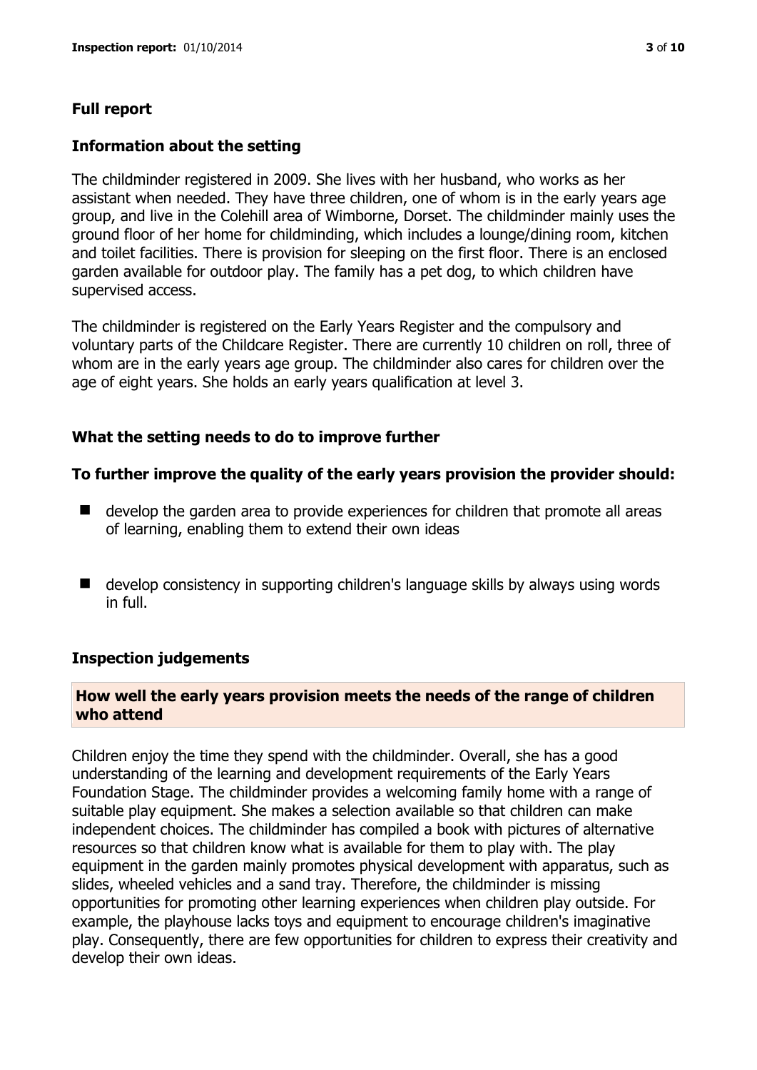## Full report

### Information about the setting

The childminder registered in 2009. She lives with her husband, who works as her assistant when needed. They have three children, one of whom is in the early years age group, and live in the Colehill area of Wimborne, Dorset. The childminder mainly uses the ground floor of her home for childminding, which includes a lounge/dining room, kitchen and toilet facilities. There is provision for sleeping on the first floor. There is an enclosed garden available for outdoor play. The family has a pet dog, to which children have supervised access.

The childminder is registered on the Early Years Register and the compulsory and voluntary parts of the Childcare Register. There are currently 10 children on roll, three of whom are in the early years age group. The childminder also cares for children over the age of eight years. She holds an early years qualification at level 3.

### What the setting needs to do to improve further

**To further improve the quality of the early years provision the provider should:**

- develop the garden area to provide experiences for children that promote all areas of learning, enabling them to extend their own ideas
- develop consistency in supporting children's language skills by always using words in full.

### Inspection judgements

#### How well the early years provision meets the needs of the range of children who attend

Children enjoy the time they spend with the childminder. Overall, she has a good understanding of the learning and development requirements of the Early Years Foundation Stage. The childminder provides a welcoming family home with a range of suitable play equipment. She makes a selection available so that children can make independent choices. The childminder has compiled a book with pictures of alternative resources so that children know what is available for them to play with. The play equipment in the garden mainly promotes physical development with apparatus, such as slides, wheeled vehicles and a sand tray. Therefore, the childminder is missing opportunities for promoting other learning experiences when children play outside. For example, the playhouse lacks toys and equipment to encourage children's imaginative play. Consequently, there are few opportunities for children to express their creativity and develop their own ideas.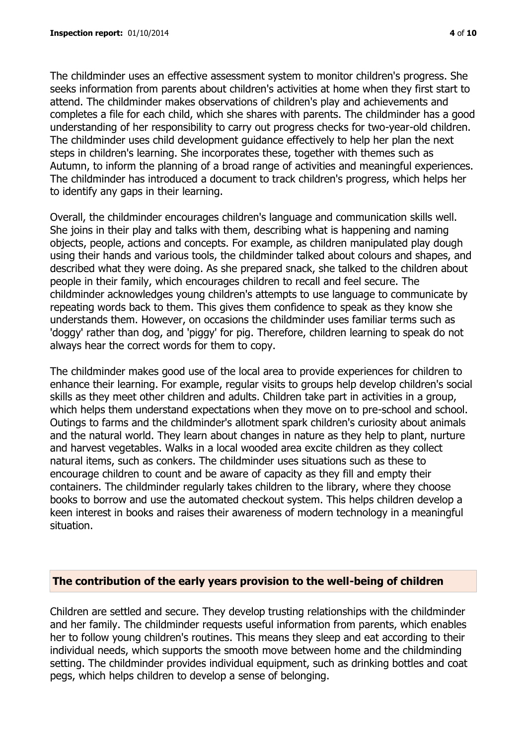The childminder uses an effective assessment system to monitor children's progress. She seeks information from parents about children's activities at home when they first start to attend. The childminder makes observations of children's play and achievements and completes a file for each child, which she shares with parents. The childminder has a good understanding of her responsibility to carry out progress checks for two-year-old children. The childminder uses child development guidance effectively to help her plan the next steps in children's learning. She incorporates these, together with themes such as Autumn, to inform the planning of a broad range of activities and meaningful experiences. The childminder has introduced a document to track children's progress, which helps her to identify any gaps in their learning.

Overall, the childminder encourages children's language and communication skills well. She joins in their play and talks with them, describing what is happening and naming objects, people, actions and concepts. For example, as children manipulated play dough using their hands and various tools, the childminder talked about colours and shapes, and described what they were doing. As she prepared snack, she talked to the children about people in their family, which encourages children to recall and feel secure. The childminder acknowledges young children's attempts to use language to communicate by repeating words back to them. This gives them confidence to speak as they know she understands them. However, on occasions the childminder uses familiar terms such as 'doggy' rather than dog, and 'piggy' for pig. Therefore, children learning to speak do not always hear the correct words for them to copy.

The childminder makes good use of the local area to provide experiences for children to enhance their learning. For example, regular visits to groups help develop children's social skills as they meet other children and adults. Children take part in activities in a group, which helps them understand expectations when they move on to pre-school and school. Outings to farms and the childminder's allotment spark children's curiosity about animals and the natural world. They learn about changes in nature as they help to plant, nurture and harvest vegetables. Walks in a local wooded area excite children as they collect natural items, such as conkers. The childminder uses situations such as these to encourage children to count and be aware of capacity as they fill and empty their containers. The childminder regularly takes children to the library, where they choose books to borrow and use the automated checkout system. This helps children develop a keen interest in books and raises their awareness of modern technology in a meaningful situation.

## The contribution of the early years provision to the well-being of children

Children are settled and secure. They develop trusting relationships with the childminder and her family. The childminder requests useful information from parents, which enables her to follow young children's routines. This means they sleep and eat according to their individual needs, which supports the smooth move between home and the childminding setting. The childminder provides individual equipment, such as drinking bottles and coat pegs, which helps children to develop a sense of belonging.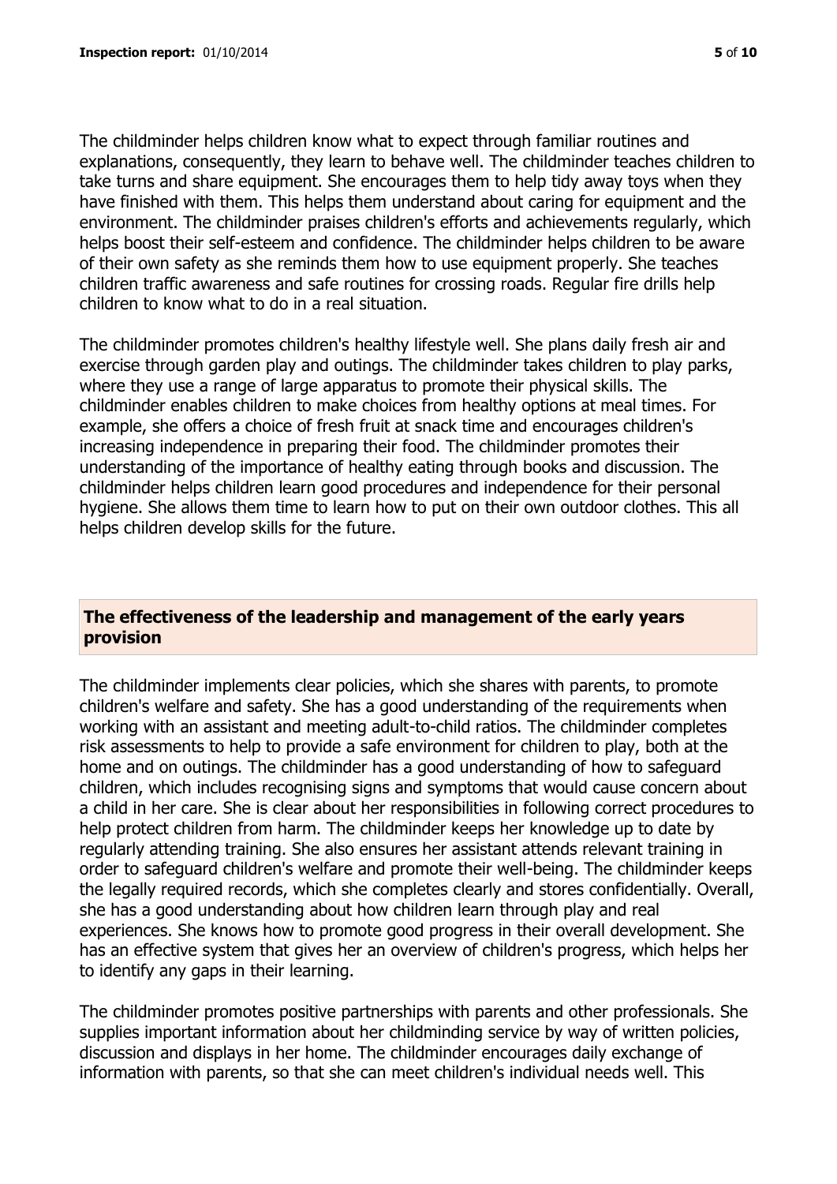The childminder helps children know what to expect through familiar routines and explanations, consequently, they learn to behave well. The childminder teaches children to take turns and share equipment. She encourages them to help tidy away toys when they have finished with them. This helps them understand about caring for equipment and the environment. The childminder praises children's efforts and achievements regularly, which helps boost their self-esteem and confidence. The childminder helps children to be aware of their own safety as she reminds them how to use equipment properly. She teaches children traffic awareness and safe routines for crossing roads. Regular fire drills help children to know what to do in a real situation.

The childminder promotes children's healthy lifestyle well. She plans daily fresh air and exercise through garden play and outings. The childminder takes children to play parks, where they use a range of large apparatus to promote their physical skills. The childminder enables children to make choices from healthy options at meal times. For example, she offers a choice of fresh fruit at snack time and encourages children's increasing independence in preparing their food. The childminder promotes their understanding of the importance of healthy eating through books and discussion. The childminder helps children learn good procedures and independence for their personal hygiene. She allows them time to learn how to put on their own outdoor clothes. This all helps children develop skills for the future.

## The effectiveness of the leadership and management of the early years provision

The childminder implements clear policies, which she shares with parents, to promote children's welfare and safety. She has a good understanding of the requirements when working with an assistant and meeting adult-to-child ratios. The childminder completes risk assessments to help to provide a safe environment for children to play, both at the home and on outings. The childminder has a good understanding of how to safeguard children, which includes recognising signs and symptoms that would cause concern about a child in her care. She is clear about her responsibilities in following correct procedures to help protect children from harm. The childminder keeps her knowledge up to date by regularly attending training. She also ensures her assistant attends relevant training in order to safeguard children's welfare and promote their well-being. The childminder keeps the legally required records, which she completes clearly and stores confidentially. Overall, she has a good understanding about how children learn through play and real experiences. She knows how to promote good progress in their overall development. She has an effective system that gives her an overview of children's progress, which helps her to identify any gaps in their learning.

The childminder promotes positive partnerships with parents and other professionals. She supplies important information about her childminding service by way of written policies, discussion and displays in her home. The childminder encourages daily exchange of information with parents, so that she can meet children's individual needs well. This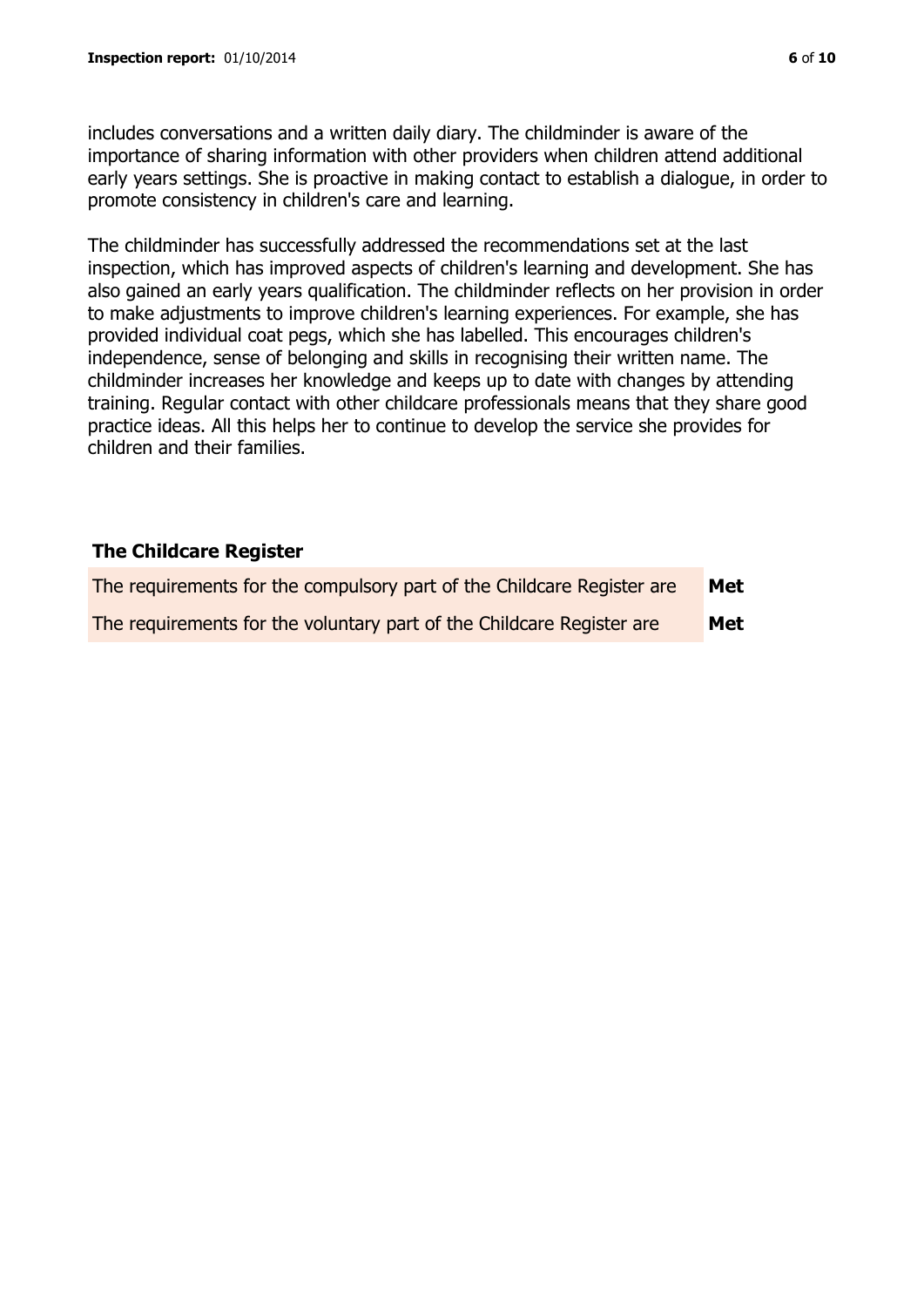includes conversations and a written daily diary. The childminder is aware of the importance of sharing information with other providers when children attend additional early years settings. She is proactive in making contact to establish a dialogue, in order to promote consistency in children's care and learning.

The childminder has successfully addressed the recommendations set at the last inspection, which has improved aspects of children's learning and development. She has also gained an early years qualification. The childminder reflects on her provision in order to make adjustments to improve children's learning experiences. For example, she has provided individual coat pegs, which she has labelled. This encourages children's independence, sense of belonging and skills in recognising their written name. The childminder increases her knowledge and keeps up to date with changes by attending training. Regular contact with other childcare professionals means that they share good practice ideas. All this helps her to continue to develop the service she provides for children and their families.

### The Childcare Register

| | |
|---|---|
| The requirements for the compulsory part of the Childcare Register are | **Met** |
| The requirements for the voluntary part of the Childcare Register are | **Met** |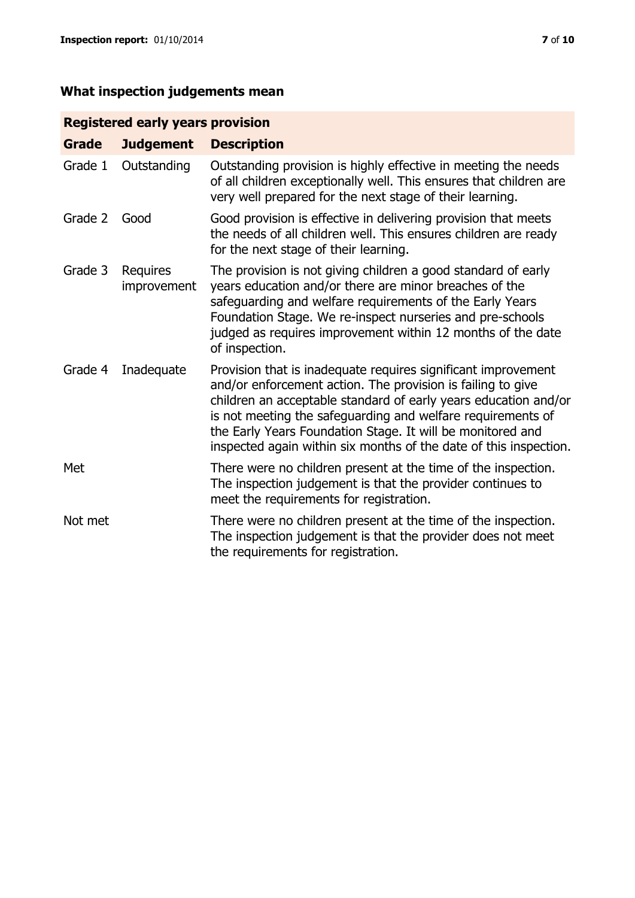## What inspection judgements mean

| Registered early years provision | | |
|---|---|---|
| **Grade** | **Judgement** | **Description** |
| Grade 1 | Outstanding | Outstanding provision is highly effective in meeting the needs of all children exceptionally well. This ensures that children are very well prepared for the next stage of their learning. |
| Grade 2 | Good | Good provision is effective in delivering provision that meets the needs of all children well. This ensures children are ready for the next stage of their learning. |
| Grade 3 | Requires improvement | The provision is not giving children a good standard of early years education and/or there are minor breaches of the safeguarding and welfare requirements of the Early Years Foundation Stage. We re-inspect nurseries and pre-schools judged as requires improvement within 12 months of the date of inspection. |
| Grade 4 | Inadequate | Provision that is inadequate requires significant improvement and/or enforcement action. The provision is failing to give children an acceptable standard of early years education and/or is not meeting the safeguarding and welfare requirements of the Early Years Foundation Stage. It will be monitored and inspected again within six months of the date of this inspection. |
| Met | | There were no children present at the time of the inspection. The inspection judgement is that the provider continues to meet the requirements for registration. |
| Not met | | There were no children present at the time of the inspection. The inspection judgement is that the provider does not meet the requirements for registration. |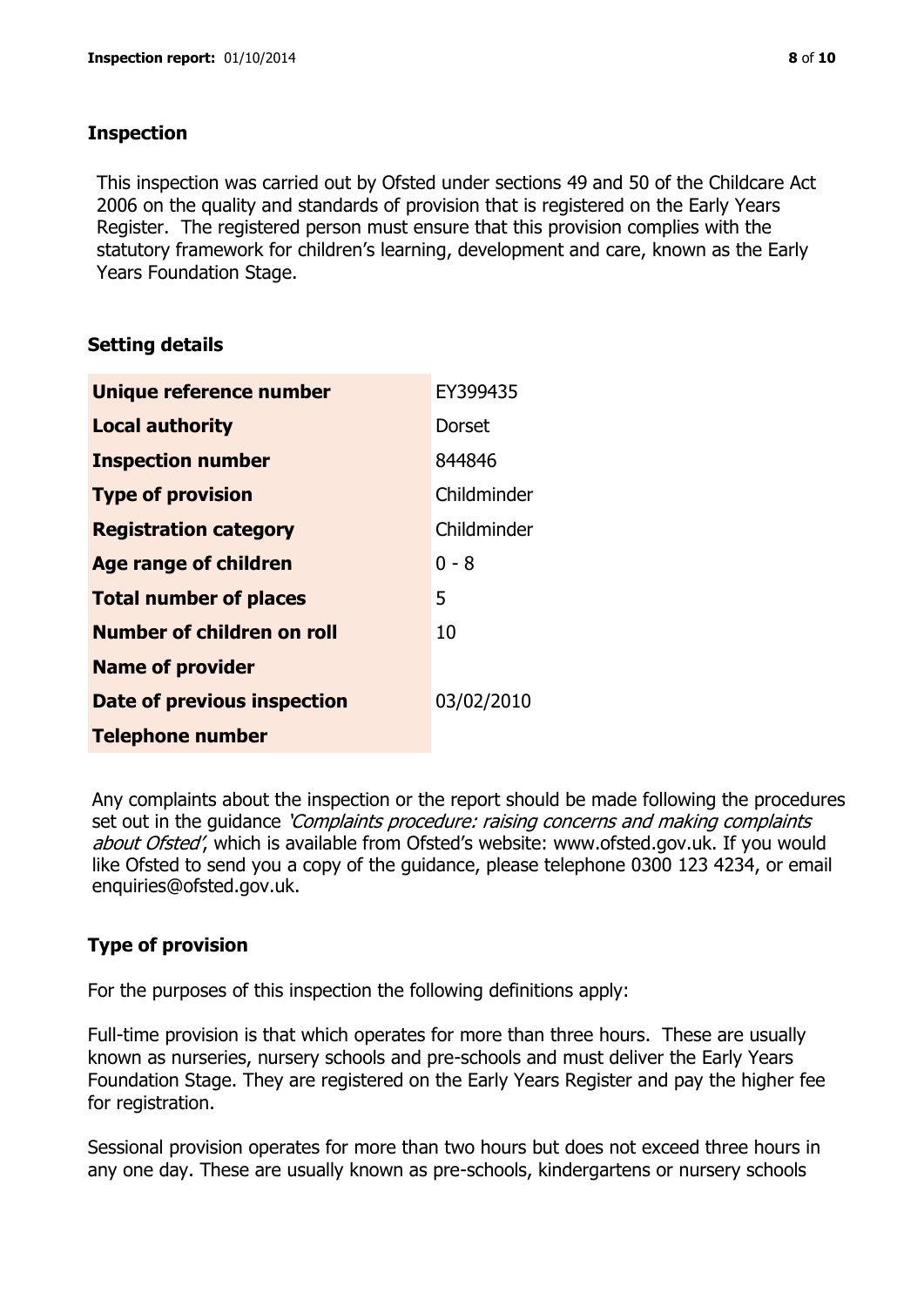## Inspection

This inspection was carried out by Ofsted under sections 49 and 50 of the Childcare Act 2006 on the quality and standards of provision that is registered on the Early Years Register. The registered person must ensure that this provision complies with the statutory framework for children's learning, development and care, known as the Early Years Foundation Stage.

## Setting details

| | |
|---|---|
| **Unique reference number** | EY399435 |
| **Local authority** | Dorset |
| **Inspection number** | 844846 |
| **Type of provision** | Childminder |
| **Registration category** | Childminder |
| **Age range of children** | 0 - 8 |
| **Total number of places** | 5 |
| **Number of children on roll** | 10 |
| **Name of provider** | |
| **Date of previous inspection** | 03/02/2010 |
| **Telephone number** | |

Any complaints about the inspection or the report should be made following the procedures set out in the guidance *'Complaints procedure: raising concerns and making complaints about Ofsted'*, which is available from Ofsted's website: www.ofsted.gov.uk. If you would like Ofsted to send you a copy of the guidance, please telephone 0300 123 4234, or email enquiries@ofsted.gov.uk.

## Type of provision

For the purposes of this inspection the following definitions apply:

Full-time provision is that which operates for more than three hours. These are usually known as nurseries, nursery schools and pre-schools and must deliver the Early Years Foundation Stage. They are registered on the Early Years Register and pay the higher fee for registration.

Sessional provision operates for more than two hours but does not exceed three hours in any one day. These are usually known as pre-schools, kindergartens or nursery schools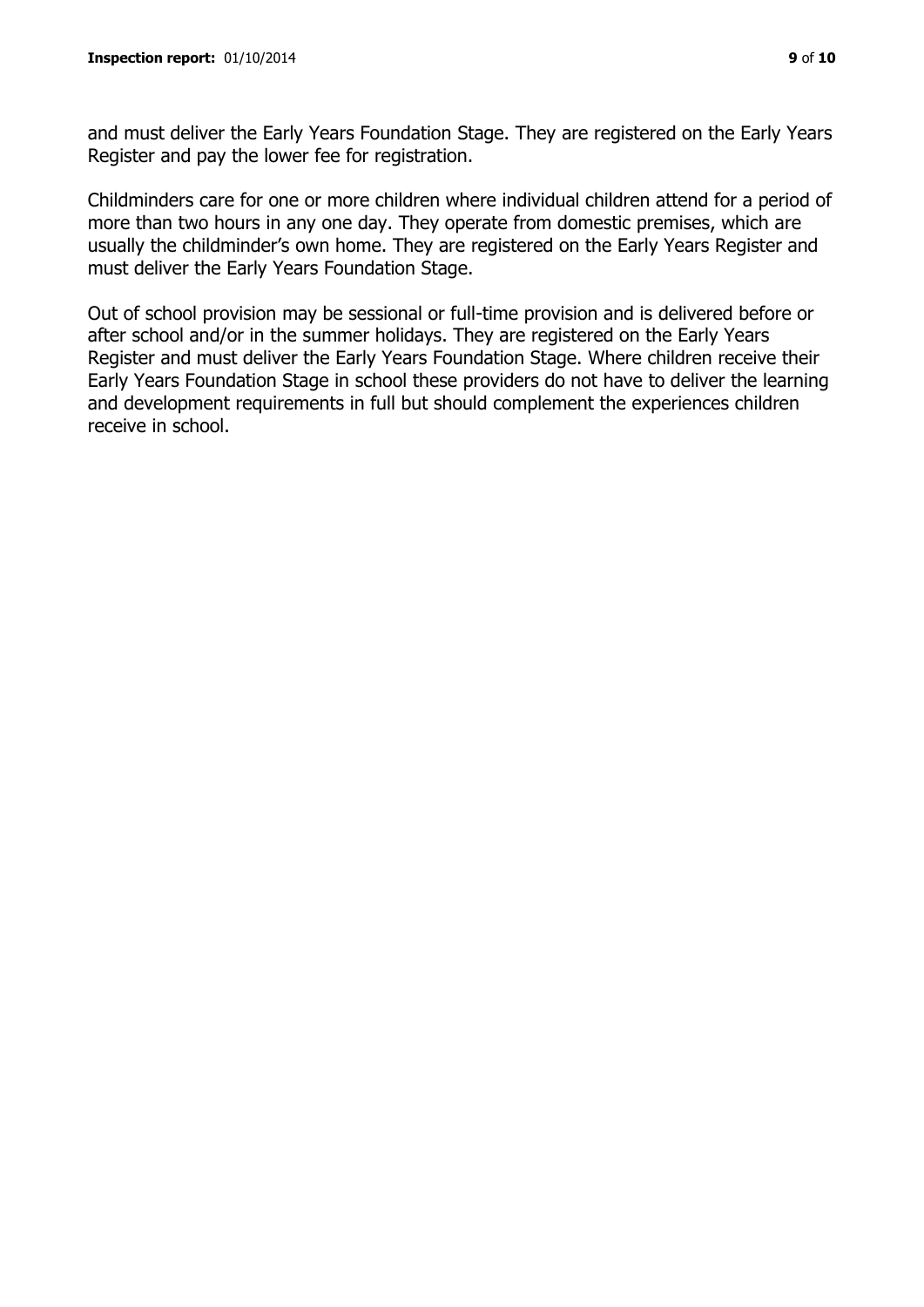and must deliver the Early Years Foundation Stage. They are registered on the Early Years Register and pay the lower fee for registration.

Childminders care for one or more children where individual children attend for a period of more than two hours in any one day. They operate from domestic premises, which are usually the childminder's own home. They are registered on the Early Years Register and must deliver the Early Years Foundation Stage.

Out of school provision may be sessional or full-time provision and is delivered before or after school and/or in the summer holidays. They are registered on the Early Years Register and must deliver the Early Years Foundation Stage. Where children receive their Early Years Foundation Stage in school these providers do not have to deliver the learning and development requirements in full but should complement the experiences children receive in school.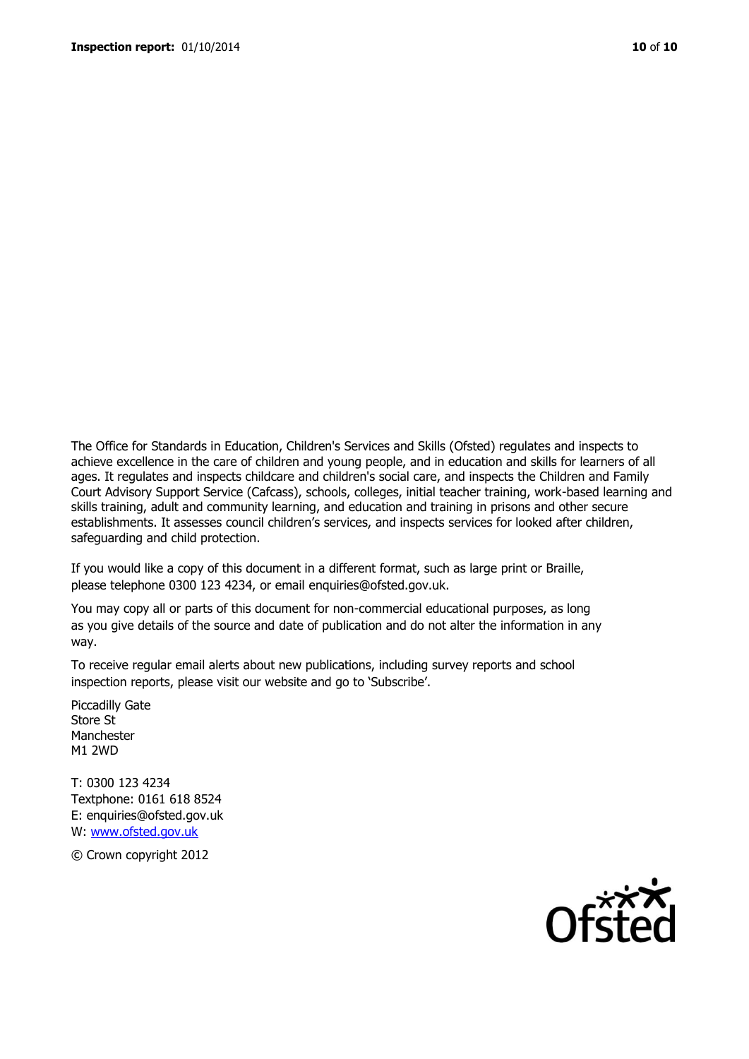The Office for Standards in Education, Children's Services and Skills (Ofsted) regulates and inspects to achieve excellence in the care of children and young people, and in education and skills for learners of all ages. It regulates and inspects childcare and children's social care, and inspects the Children and Family Court Advisory Support Service (Cafcass), schools, colleges, initial teacher training, work-based learning and skills training, adult and community learning, and education and training in prisons and other secure establishments. It assesses council children's services, and inspects services for looked after children, safeguarding and child protection.

If you would like a copy of this document in a different format, such as large print or Braille, please telephone 0300 123 4234, or email enquiries@ofsted.gov.uk.

You may copy all or parts of this document for non-commercial educational purposes, as long as you give details of the source and date of publication and do not alter the information in any way.

To receive regular email alerts about new publications, including survey reports and school inspection reports, please visit our website and go to 'Subscribe'.

Piccadilly Gate
Store St
Manchester
M1 2WD

T: 0300 123 4234
Textphone: 0161 618 8524
E: enquiries@ofsted.gov.uk
W: www.ofsted.gov.uk

© Crown copyright 2012

Ofsted